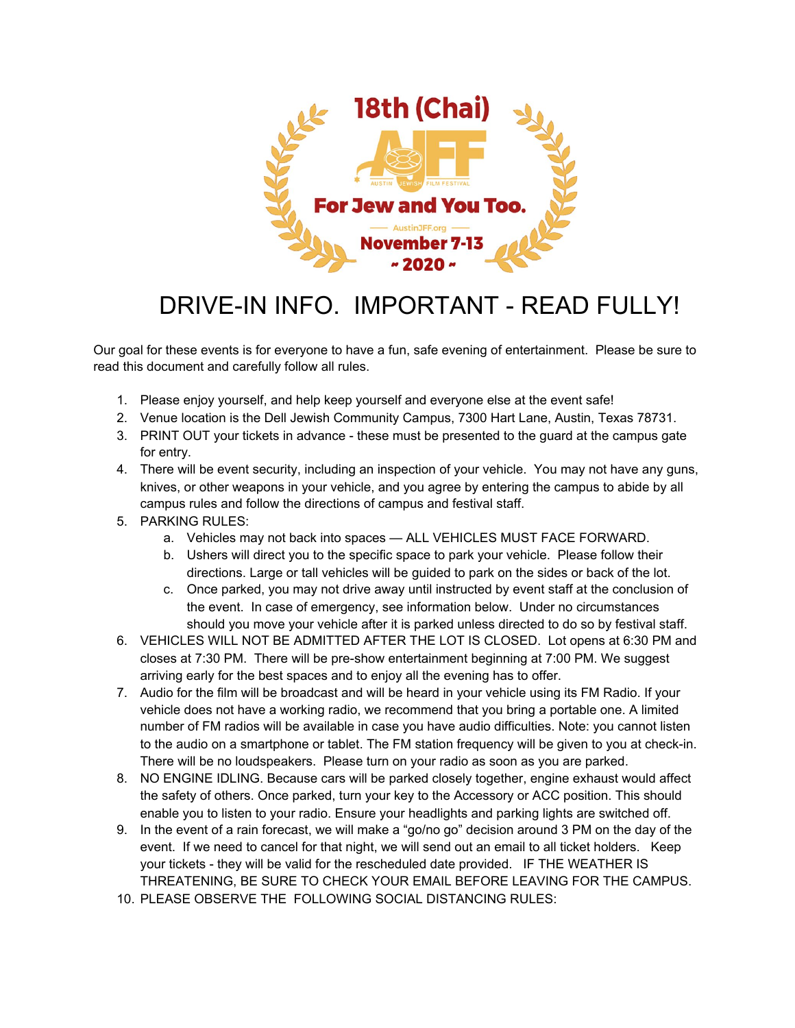18th (Chai)

AJFF

AUSTIN JEWISH FILM FESTIVAL

For Jew and You Too.

AustinJFF.org

November 7-13

~ 2020 ~

# DRIVE-IN INFO. IMPORTANT - READ FULLY!

Our goal for these events is for everyone to have a fun, safe evening of entertainment. Please be sure to read this document and carefully follow all rules.

1. Please enjoy yourself, and help keep yourself and everyone else at the event safe!
2. Venue location is the Dell Jewish Community Campus, 7300 Hart Lane, Austin, Texas 78731.
3. PRINT OUT your tickets in advance - these must be presented to the guard at the campus gate for entry.
4. There will be event security, including an inspection of your vehicle. You may not have any guns, knives, or other weapons in your vehicle, and you agree by entering the campus to abide by all campus rules and follow the directions of campus and festival staff.
5. PARKING RULES:
   a. Vehicles may not back into spaces — ALL VEHICLES MUST FACE FORWARD.
   b. Ushers will direct you to the specific space to park your vehicle. Please follow their directions. Large or tall vehicles will be guided to park on the sides or back of the lot.
   c. Once parked, you may not drive away until instructed by event staff at the conclusion of the event. In case of emergency, see information below. Under no circumstances should you move your vehicle after it is parked unless directed to do so by festival staff.
6. VEHICLES WILL NOT BE ADMITTED AFTER THE LOT IS CLOSED. Lot opens at 6:30 PM and closes at 7:30 PM. There will be pre-show entertainment beginning at 7:00 PM. We suggest arriving early for the best spaces and to enjoy all the evening has to offer.
7. Audio for the film will be broadcast and will be heard in your vehicle using its FM Radio. If your vehicle does not have a working radio, we recommend that you bring a portable one. A limited number of FM radios will be available in case you have audio difficulties. Note: you cannot listen to the audio on a smartphone or tablet. The FM station frequency will be given to you at check-in. There will be no loudspeakers. Please turn on your radio as soon as you are parked.
8. NO ENGINE IDLING. Because cars will be parked closely together, engine exhaust would affect the safety of others. Once parked, turn your key to the Accessory or ACC position. This should enable you to listen to your radio. Ensure your headlights and parking lights are switched off.
9. In the event of a rain forecast, we will make a "go/no go" decision around 3 PM on the day of the event. If we need to cancel for that night, we will send out an email to all ticket holders. Keep your tickets - they will be valid for the rescheduled date provided. IF THE WEATHER IS THREATENING, BE SURE TO CHECK YOUR EMAIL BEFORE LEAVING FOR THE CAMPUS.
10. PLEASE OBSERVE THE FOLLOWING SOCIAL DISTANCING RULES: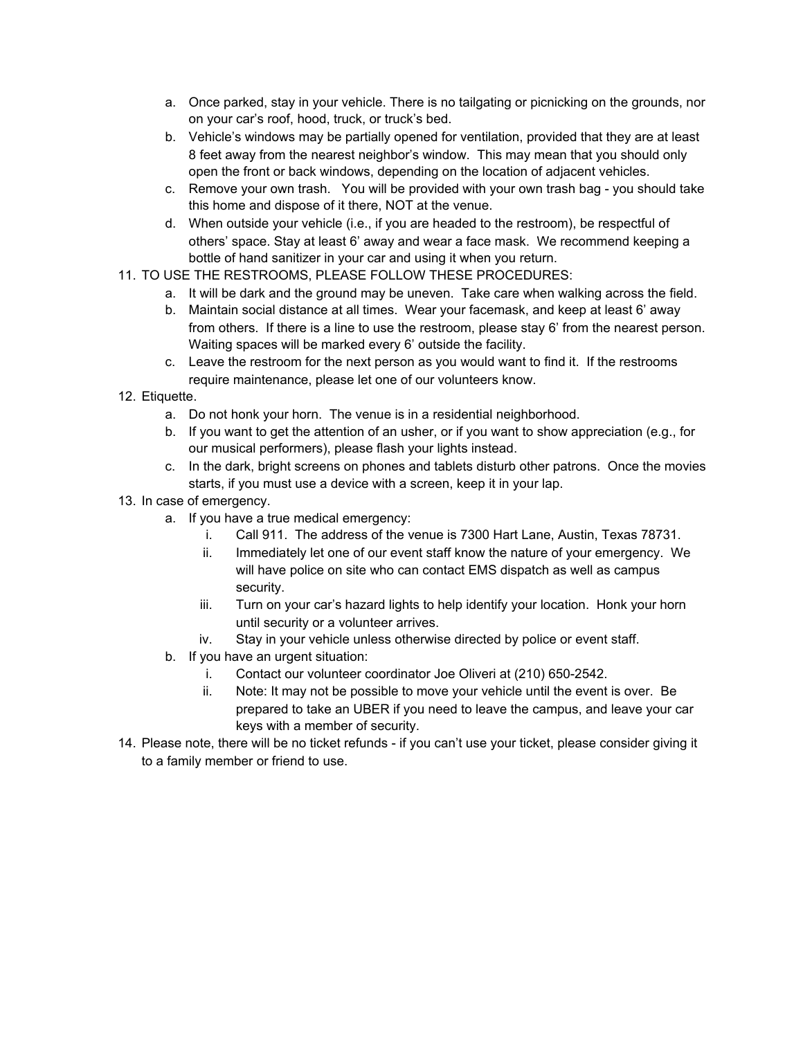a. Once parked, stay in your vehicle. There is no tailgating or picnicking on the grounds, nor on your car's roof, hood, truck, or truck's bed.
b. Vehicle's windows may be partially opened for ventilation, provided that they are at least 8 feet away from the nearest neighbor's window. This may mean that you should only open the front or back windows, depending on the location of adjacent vehicles.
c. Remove your own trash. You will be provided with your own trash bag - you should take this home and dispose of it there, NOT at the venue.
d. When outside your vehicle (i.e., if you are headed to the restroom), be respectful of others' space. Stay at least 6' away and wear a face mask. We recommend keeping a bottle of hand sanitizer in your car and using it when you return.

11. TO USE THE RESTROOMS, PLEASE FOLLOW THESE PROCEDURES:
    a. It will be dark and the ground may be uneven. Take care when walking across the field.
    b. Maintain social distance at all times. Wear your facemask, and keep at least 6' away from others. If there is a line to use the restroom, please stay 6' from the nearest person. Waiting spaces will be marked every 6' outside the facility.
    c. Leave the restroom for the next person as you would want to find it. If the restrooms require maintenance, please let one of our volunteers know.
12. Etiquette.
    a. Do not honk your horn. The venue is in a residential neighborhood.
    b. If you want to get the attention of an usher, or if you want to show appreciation (e.g., for our musical performers), please flash your lights instead.
    c. In the dark, bright screens on phones and tablets disturb other patrons. Once the movies starts, if you must use a device with a screen, keep it in your lap.
13. In case of emergency.
    a. If you have a true medical emergency:
        i. Call 911. The address of the venue is 7300 Hart Lane, Austin, Texas 78731.
        ii. Immediately let one of our event staff know the nature of your emergency. We will have police on site who can contact EMS dispatch as well as campus security.
        iii. Turn on your car's hazard lights to help identify your location. Honk your horn until security or a volunteer arrives.
        iv. Stay in your vehicle unless otherwise directed by police or event staff.
    b. If you have an urgent situation:
        i. Contact our volunteer coordinator Joe Oliveri at (210) 650-2542.
        ii. Note: It may not be possible to move your vehicle until the event is over. Be prepared to take an UBER if you need to leave the campus, and leave your car keys with a member of security.
14. Please note, there will be no ticket refunds - if you can't use your ticket, please consider giving it to a family member or friend to use.